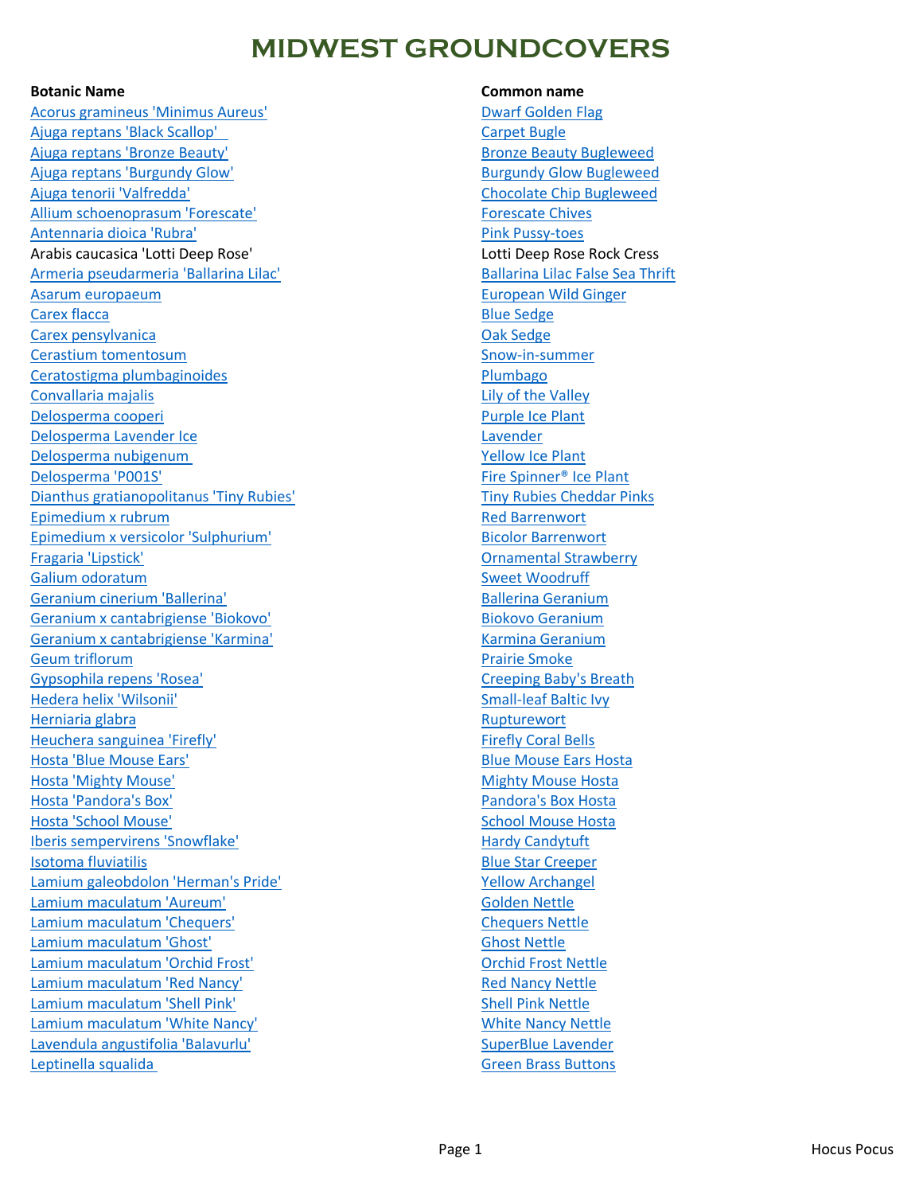# MIDWEST GROUNDCOVERS

| Botanic Name | Common name |
|---|---|
| Acorus gramineus 'Minimus Aureus' | Dwarf Golden Flag |
| Ajuga reptans 'Black Scallop' | Carpet Bugle |
| Ajuga reptans 'Bronze Beauty' | Bronze Beauty Bugleweed |
| Ajuga reptans 'Burgundy Glow' | Burgundy Glow Bugleweed |
| Ajuga tenorii 'Valfredda' | Chocolate Chip Bugleweed |
| Allium schoenoprasum 'Forescate' | Forescate Chives |
| Antennaria dioica 'Rubra' | Pink Pussy-toes |
| Arabis caucasica 'Lotti Deep Rose' | Lotti Deep Rose Rock Cress |
| Armeria pseudarmeria 'Ballarina Lilac' | Ballarina Lilac False Sea Thrift |
| Asarum europaeum | European Wild Ginger |
| Carex flacca | Blue Sedge |
| Carex pensylvanica | Oak Sedge |
| Cerastium tomentosum | Snow-in-summer |
| Ceratostigma plumbaginoides | Plumbago |
| Convallaria majalis | Lily of the Valley |
| Delosperma cooperi | Purple Ice Plant |
| Delosperma Lavender Ice | Lavender |
| Delosperma nubigenum | Yellow Ice Plant |
| Delosperma 'P001S' | Fire Spinner® Ice Plant |
| Dianthus gratianopolitanus 'Tiny Rubies' | Tiny Rubies Cheddar Pinks |
| Epimedium x rubrum | Red Barrenwort |
| Epimedium x versicolor 'Sulphurium' | Bicolor Barrenwort |
| Fragaria 'Lipstick' | Ornamental Strawberry |
| Galium odoratum | Sweet Woodruff |
| Geranium cinerium 'Ballerina' | Ballerina Geranium |
| Geranium x cantabrigiense 'Biokovo' | Biokovo Geranium |
| Geranium x cantabrigiense 'Karmina' | Karmina Geranium |
| Geum triflorum | Prairie Smoke |
| Gypsophila repens 'Rosea' | Creeping Baby's Breath |
| Hedera helix 'Wilsonii' | Small-leaf Baltic Ivy |
| Herniaria glabra | Rupturewort |
| Heuchera sanguinea 'Firefly' | Firefly Coral Bells |
| Hosta 'Blue Mouse Ears' | Blue Mouse Ears Hosta |
| Hosta 'Mighty Mouse' | Mighty Mouse Hosta |
| Hosta 'Pandora's Box' | Pandora's Box Hosta |
| Hosta 'School Mouse' | School Mouse Hosta |
| Iberis sempervirens 'Snowflake' | Hardy Candytuft |
| Isotoma fluviatilis | Blue Star Creeper |
| Lamium galeobdolon 'Herman's Pride' | Yellow Archangel |
| Lamium maculatum 'Aureum' | Golden Nettle |
| Lamium maculatum 'Chequers' | Chequers Nettle |
| Lamium maculatum 'Ghost' | Ghost Nettle |
| Lamium maculatum 'Orchid Frost' | Orchid Frost Nettle |
| Lamium maculatum 'Red Nancy' | Red Nancy Nettle |
| Lamium maculatum 'Shell Pink' | Shell Pink Nettle |
| Lamium maculatum 'White Nancy' | White Nancy Nettle |
| Lavendula angustifolia 'Balavurlu' | SuperBlue Lavender |
| Leptinella squalida | Green Brass Buttons |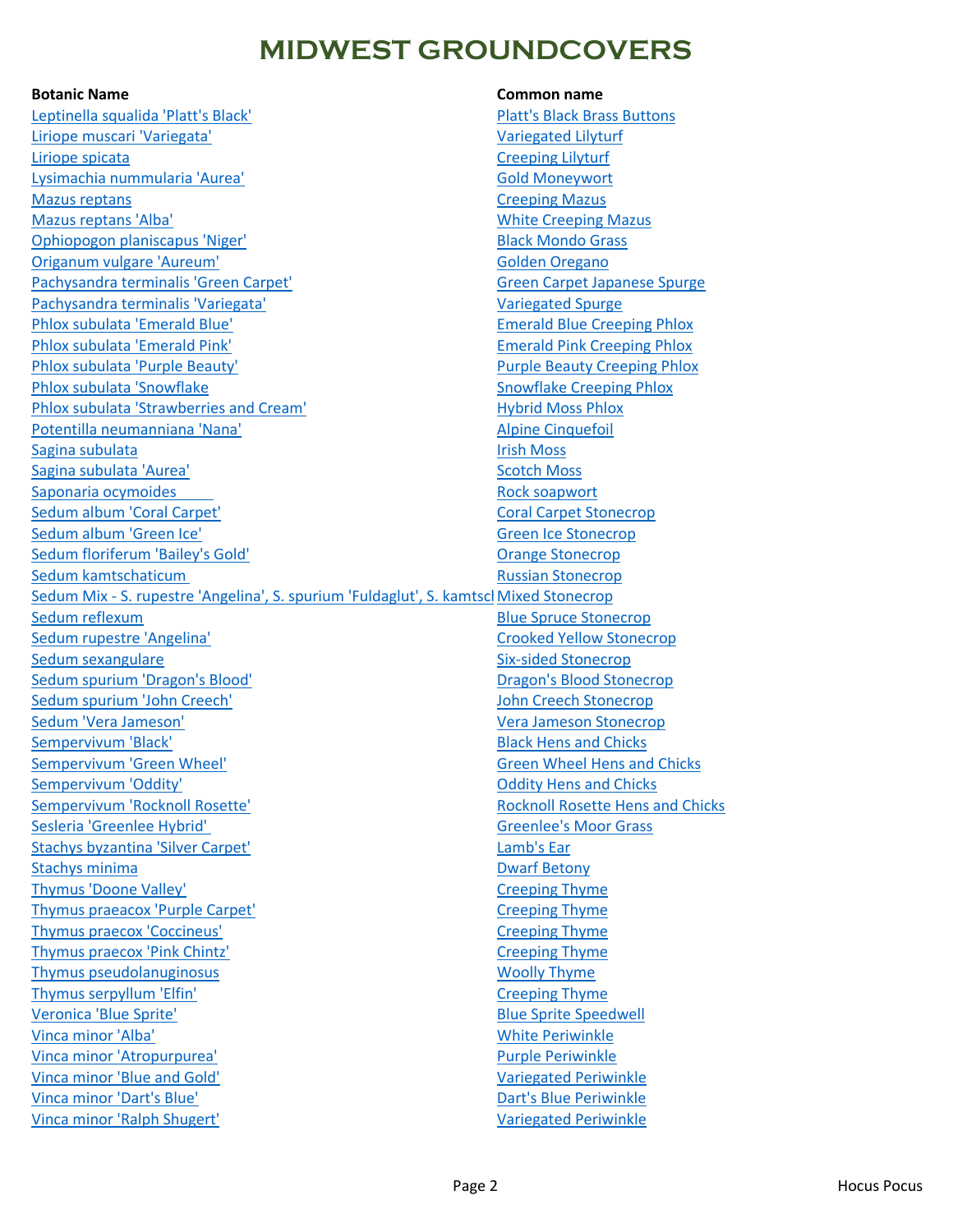# MIDWEST GROUNDCOVERS

| Botanic Name | Common name |
|---|---|
| Leptinella squalida 'Platt's Black' | Platt's Black Brass Buttons |
| Liriope muscari 'Variegata' | Variegated Lilyturf |
| Liriope spicata | Creeping Lilyturf |
| Lysimachia nummularia 'Aurea' | Gold Moneywort |
| Mazus reptans | Creeping Mazus |
| Mazus reptans 'Alba' | White Creeping Mazus |
| Ophiopogon planiscapus 'Niger' | Black Mondo Grass |
| Origanum vulgare 'Aureum' | Golden Oregano |
| Pachysandra terminalis 'Green Carpet' | Green Carpet Japanese Spurge |
| Pachysandra terminalis 'Variegata' | Variegated Spurge |
| Phlox subulata 'Emerald Blue' | Emerald Blue Creeping Phlox |
| Phlox subulata 'Emerald Pink' | Emerald Pink Creeping Phlox |
| Phlox subulata 'Purple Beauty' | Purple Beauty Creeping Phlox |
| Phlox subulata 'Snowflake | Snowflake Creeping Phlox |
| Phlox subulata 'Strawberries and Cream' | Hybrid Moss Phlox |
| Potentilla neumanniana 'Nana' | Alpine Cinquefoil |
| Sagina subulata | Irish Moss |
| Sagina subulata 'Aurea' | Scotch Moss |
| Saponaria ocymoides | Rock soapwort |
| Sedum album 'Coral Carpet' | Coral Carpet Stonecrop |
| Sedum album 'Green Ice' | Green Ice Stonecrop |
| Sedum floriferum 'Bailey's Gold' | Orange Stonecrop |
| Sedum kamtschaticum | Russian Stonecrop |
| Sedum Mix - S. rupestre 'Angelina', S. spurium 'Fuldaglut', S. kamtscl | Mixed Stonecrop |
| Sedum reflexum | Blue Spruce Stonecrop |
| Sedum rupestre 'Angelina' | Crooked Yellow Stonecrop |
| Sedum sexangulare | Six-sided Stonecrop |
| Sedum spurium 'Dragon's Blood' | Dragon's Blood Stonecrop |
| Sedum spurium 'John Creech' | John Creech Stonecrop |
| Sedum 'Vera Jameson' | Vera Jameson Stonecrop |
| Sempervivum 'Black' | Black Hens and Chicks |
| Sempervivum 'Green Wheel' | Green Wheel Hens and Chicks |
| Sempervivum 'Oddity' | Oddity Hens and Chicks |
| Sempervivum 'Rocknoll Rosette' | Rocknoll Rosette Hens and Chicks |
| Sesleria 'Greenlee Hybrid' | Greenlee's Moor Grass |
| Stachys byzantina 'Silver Carpet' | Lamb's Ear |
| Stachys minima | Dwarf Betony |
| Thymus 'Doone Valley' | Creeping Thyme |
| Thymus praeacox 'Purple Carpet' | Creeping Thyme |
| Thymus praecox 'Coccineus' | Creeping Thyme |
| Thymus praecox 'Pink Chintz' | Creeping Thyme |
| Thymus pseudolanuginosus | Woolly Thyme |
| Thymus serpyllum 'Elfin' | Creeping Thyme |
| Veronica 'Blue Sprite' | Blue Sprite Speedwell |
| Vinca minor 'Alba' | White Periwinkle |
| Vinca minor 'Atropurpurea' | Purple Periwinkle |
| Vinca minor 'Blue and Gold' | Variegated Periwinkle |
| Vinca minor 'Dart's Blue' | Dart's Blue Periwinkle |
| Vinca minor 'Ralph Shugert' | Variegated Periwinkle |

Hocus Pocus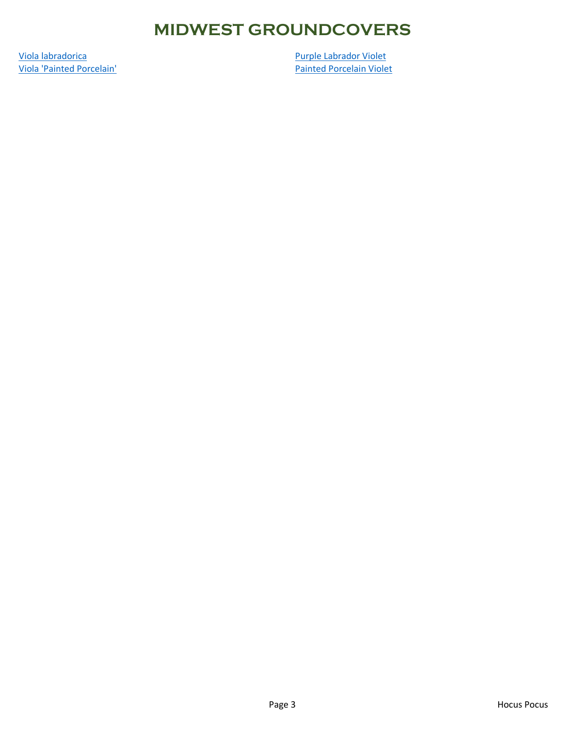# MIDWEST GROUNDCOVERS

| | |
|---|---|
| Viola labradorica | Purple Labrador Violet |
| Viola 'Painted Porcelain' | Painted Porcelain Violet |